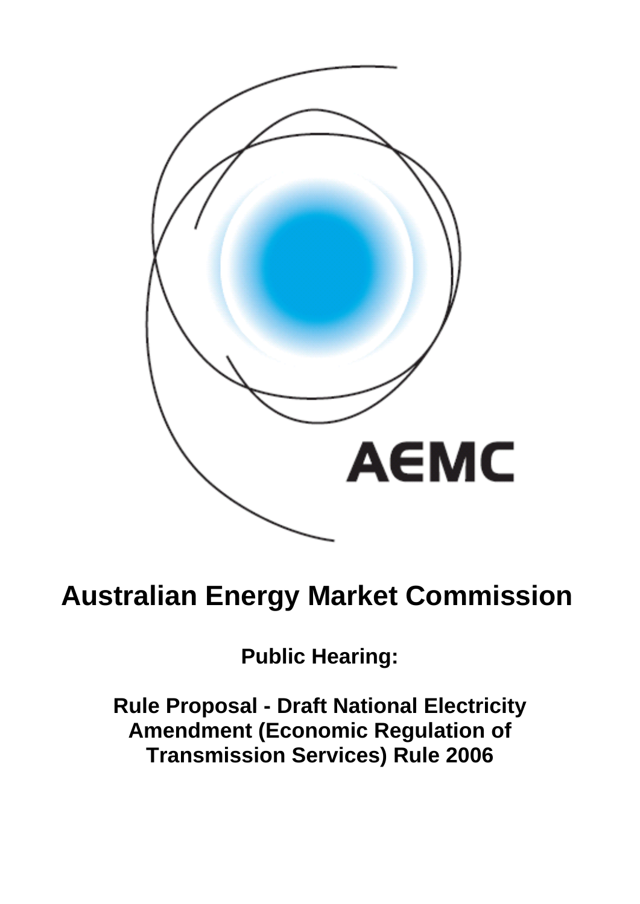AEMC

# Australian Energy Market Commission

**Public Hearing:**

**Rule Proposal - Draft National Electricity Amendment (Economic Regulation of Transmission Services) Rule 2006**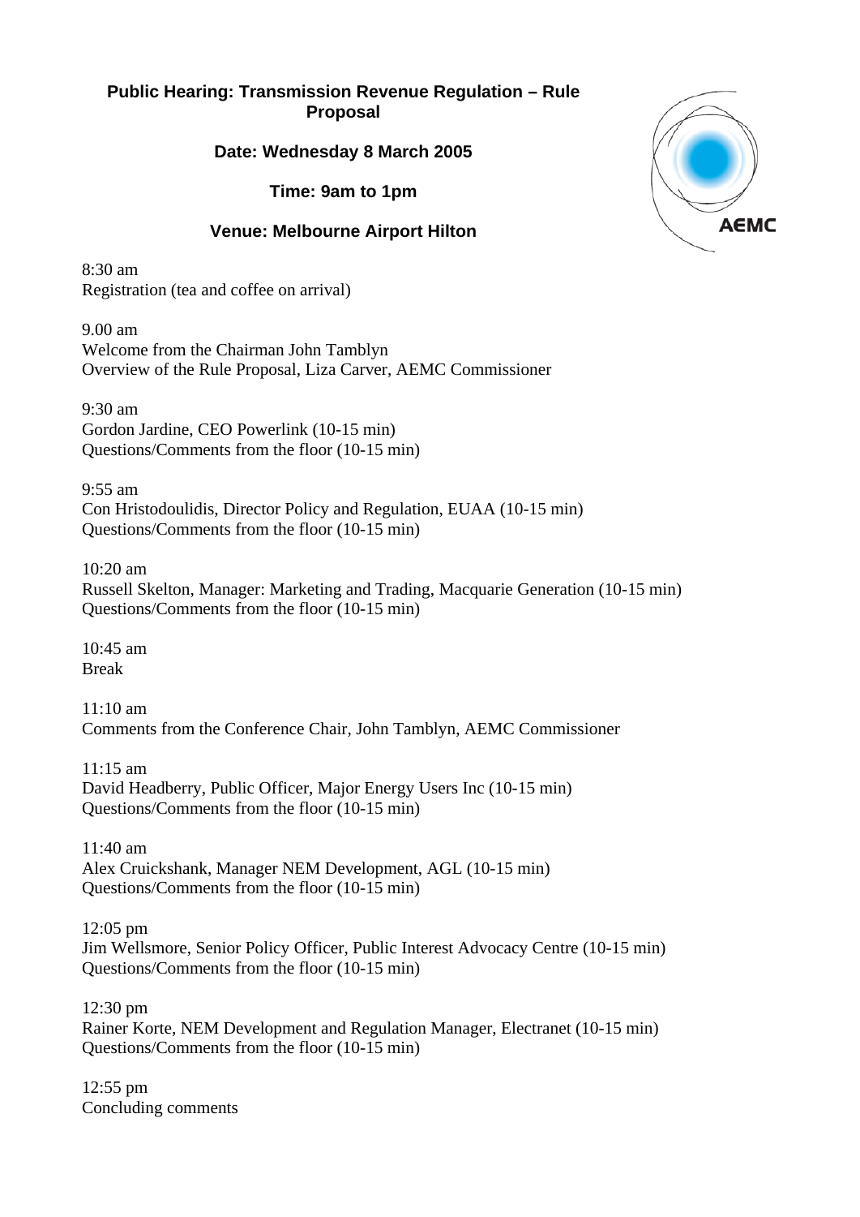**Public Hearing: Transmission Revenue Regulation – Rule Proposal**

**Date: Wednesday 8 March 2005**

**Time: 9am to 1pm**

**Venue: Melbourne Airport Hilton**

8:30 am
Registration (tea and coffee on arrival)

9.00 am
Welcome from the Chairman John Tamblyn
Overview of the Rule Proposal, Liza Carver, AEMC Commissioner

9:30 am
Gordon Jardine, CEO Powerlink (10-15 min)
Questions/Comments from the floor (10-15 min)

9:55 am
Con Hristodoulidis, Director Policy and Regulation, EUAA (10-15 min)
Questions/Comments from the floor (10-15 min)

10:20 am
Russell Skelton, Manager: Marketing and Trading, Macquarie Generation (10-15 min)
Questions/Comments from the floor (10-15 min)

10:45 am
Break

11:10 am
Comments from the Conference Chair, John Tamblyn, AEMC Commissioner

11:15 am
David Headberry, Public Officer, Major Energy Users Inc (10-15 min)
Questions/Comments from the floor (10-15 min)

11:40 am
Alex Cruickshank, Manager NEM Development, AGL (10-15 min)
Questions/Comments from the floor (10-15 min)

12:05 pm
Jim Wellsmore, Senior Policy Officer, Public Interest Advocacy Centre (10-15 min)
Questions/Comments from the floor (10-15 min)

12:30 pm
Rainer Korte, NEM Development and Regulation Manager, Electranet (10-15 min)
Questions/Comments from the floor (10-15 min)

12:55 pm
Concluding comments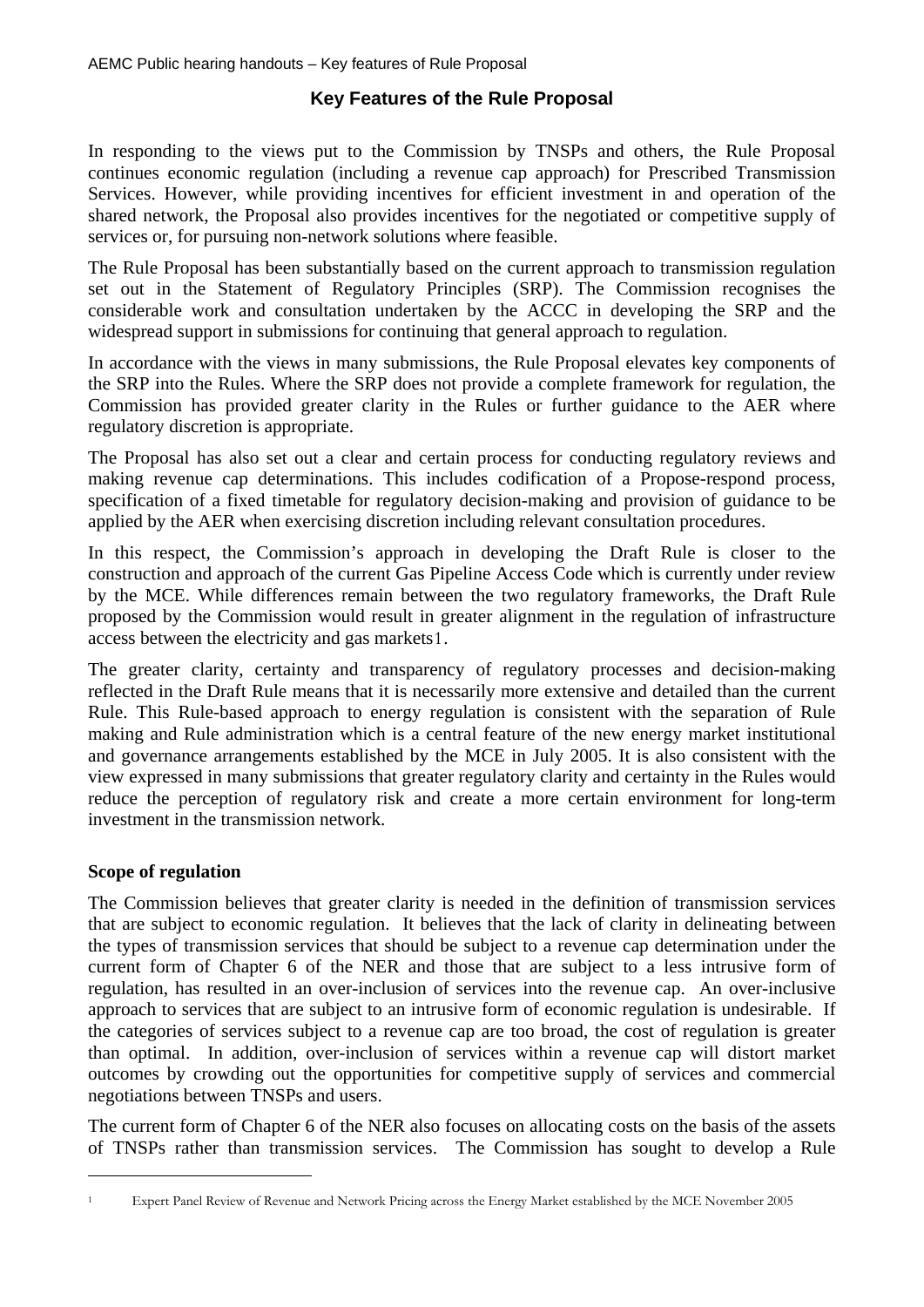# Key Features of the Rule Proposal

In responding to the views put to the Commission by TNSPs and others, the Rule Proposal continues economic regulation (including a revenue cap approach) for Prescribed Transmission Services. However, while providing incentives for efficient investment in and operation of the shared network, the Proposal also provides incentives for the negotiated or competitive supply of services or, for pursuing non-network solutions where feasible.

The Rule Proposal has been substantially based on the current approach to transmission regulation set out in the Statement of Regulatory Principles (SRP). The Commission recognises the considerable work and consultation undertaken by the ACCC in developing the SRP and the widespread support in submissions for continuing that general approach to regulation.

In accordance with the views in many submissions, the Rule Proposal elevates key components of the SRP into the Rules. Where the SRP does not provide a complete framework for regulation, the Commission has provided greater clarity in the Rules or further guidance to the AER where regulatory discretion is appropriate.

The Proposal has also set out a clear and certain process for conducting regulatory reviews and making revenue cap determinations. This includes codification of a Propose-respond process, specification of a fixed timetable for regulatory decision-making and provision of guidance to be applied by the AER when exercising discretion including relevant consultation procedures.

In this respect, the Commission's approach in developing the Draft Rule is closer to the construction and approach of the current Gas Pipeline Access Code which is currently under review by the MCE. While differences remain between the two regulatory frameworks, the Draft Rule proposed by the Commission would result in greater alignment in the regulation of infrastructure access between the electricity and gas markets[1].

The greater clarity, certainty and transparency of regulatory processes and decision-making reflected in the Draft Rule means that it is necessarily more extensive and detailed than the current Rule. This Rule-based approach to energy regulation is consistent with the separation of Rule making and Rule administration which is a central feature of the new energy market institutional and governance arrangements established by the MCE in July 2005. It is also consistent with the view expressed in many submissions that greater regulatory clarity and certainty in the Rules would reduce the perception of regulatory risk and create a more certain environment for long-term investment in the transmission network.

**Scope of regulation**

The Commission believes that greater clarity is needed in the definition of transmission services that are subject to economic regulation. It believes that the lack of clarity in delineating between the types of transmission services that should be subject to a revenue cap determination under the current form of Chapter 6 of the NER and those that are subject to a less intrusive form of regulation, has resulted in an over-inclusion of services into the revenue cap. An over-inclusive approach to services that are subject to an intrusive form of economic regulation is undesirable. If the categories of services subject to a revenue cap are too broad, the cost of regulation is greater than optimal. In addition, over-inclusion of services within a revenue cap will distort market outcomes by crowding out the opportunities for competitive supply of services and commercial negotiations between TNSPs and users.

The current form of Chapter 6 of the NER also focuses on allocating costs on the basis of the assets of TNSPs rather than transmission services. The Commission has sought to develop a Rule

---

[1] Expert Panel Review of Revenue and Network Pricing across the Energy Market established by the MCE November 2005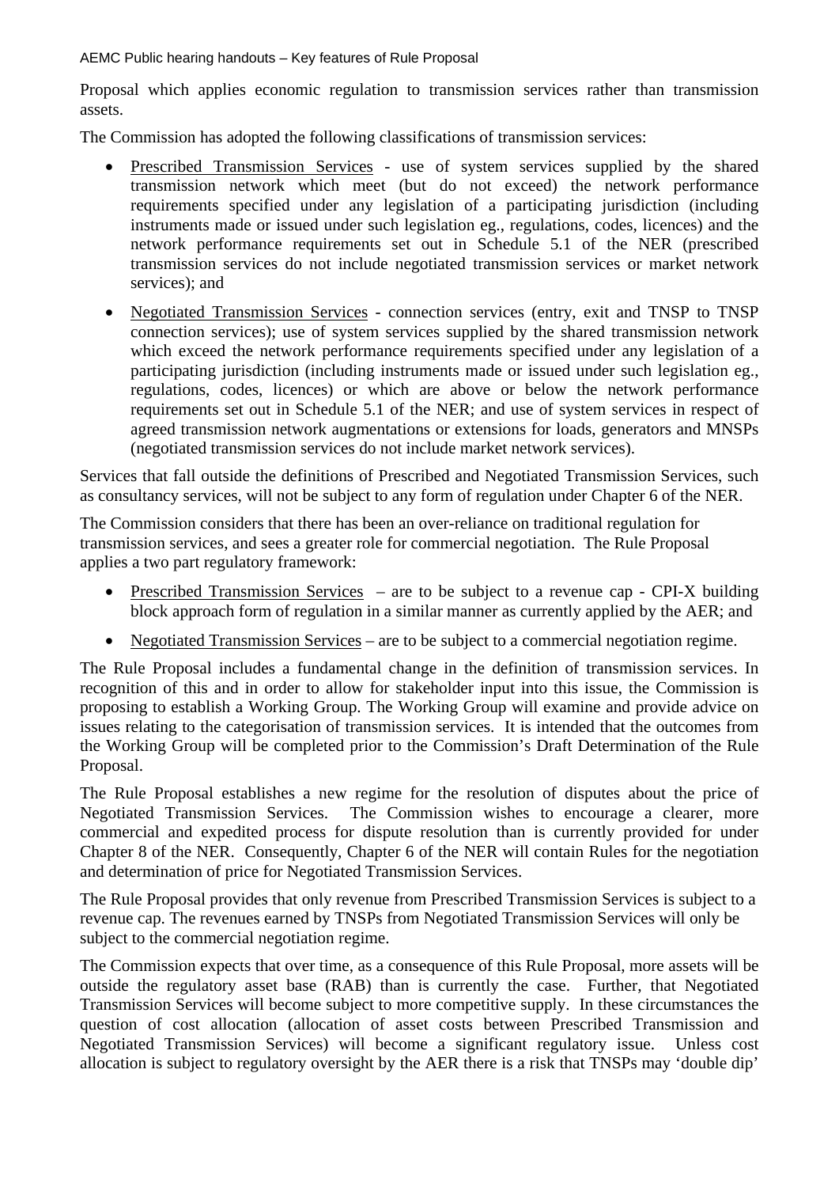Proposal which applies economic regulation to transmission services rather than transmission assets.

The Commission has adopted the following classifications of transmission services:

- Prescribed Transmission Services - use of system services supplied by the shared transmission network which meet (but do not exceed) the network performance requirements specified under any legislation of a participating jurisdiction (including instruments made or issued under such legislation eg., regulations, codes, licences) and the network performance requirements set out in Schedule 5.1 of the NER (prescribed transmission services do not include negotiated transmission services or market network services); and
- Negotiated Transmission Services - connection services (entry, exit and TNSP to TNSP connection services); use of system services supplied by the shared transmission network which exceed the network performance requirements specified under any legislation of a participating jurisdiction (including instruments made or issued under such legislation eg., regulations, codes, licences) or which are above or below the network performance requirements set out in Schedule 5.1 of the NER; and use of system services in respect of agreed transmission network augmentations or extensions for loads, generators and MNSPs (negotiated transmission services do not include market network services).

Services that fall outside the definitions of Prescribed and Negotiated Transmission Services, such as consultancy services, will not be subject to any form of regulation under Chapter 6 of the NER.

The Commission considers that there has been an over-reliance on traditional regulation for transmission services, and sees a greater role for commercial negotiation. The Rule Proposal applies a two part regulatory framework:

- Prescribed Transmission Services – are to be subject to a revenue cap - CPI-X building block approach form of regulation in a similar manner as currently applied by the AER; and
- Negotiated Transmission Services – are to be subject to a commercial negotiation regime.

The Rule Proposal includes a fundamental change in the definition of transmission services. In recognition of this and in order to allow for stakeholder input into this issue, the Commission is proposing to establish a Working Group. The Working Group will examine and provide advice on issues relating to the categorisation of transmission services. It is intended that the outcomes from the Working Group will be completed prior to the Commission's Draft Determination of the Rule Proposal.

The Rule Proposal establishes a new regime for the resolution of disputes about the price of Negotiated Transmission Services. The Commission wishes to encourage a clearer, more commercial and expedited process for dispute resolution than is currently provided for under Chapter 8 of the NER. Consequently, Chapter 6 of the NER will contain Rules for the negotiation and determination of price for Negotiated Transmission Services.

The Rule Proposal provides that only revenue from Prescribed Transmission Services is subject to a revenue cap. The revenues earned by TNSPs from Negotiated Transmission Services will only be subject to the commercial negotiation regime.

The Commission expects that over time, as a consequence of this Rule Proposal, more assets will be outside the regulatory asset base (RAB) than is currently the case. Further, that Negotiated Transmission Services will become subject to more competitive supply. In these circumstances the question of cost allocation (allocation of asset costs between Prescribed Transmission and Negotiated Transmission Services) will become a significant regulatory issue. Unless cost allocation is subject to regulatory oversight by the AER there is a risk that TNSPs may 'double dip'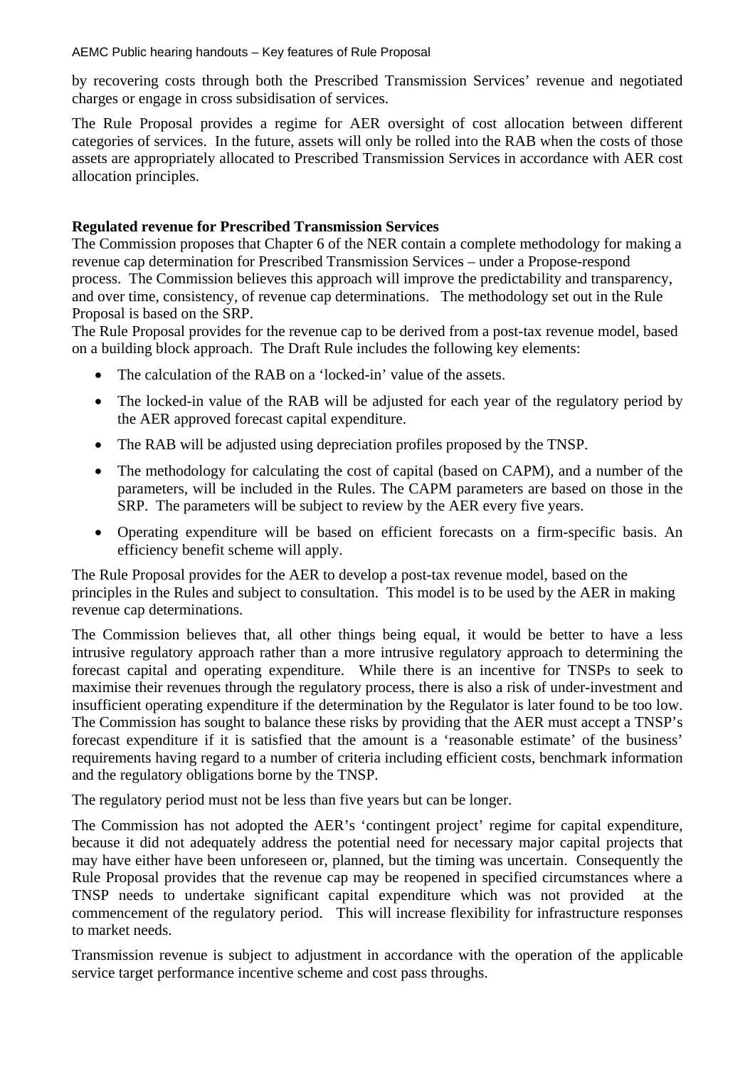by recovering costs through both the Prescribed Transmission Services' revenue and negotiated charges or engage in cross subsidisation of services.

The Rule Proposal provides a regime for AER oversight of cost allocation between different categories of services. In the future, assets will only be rolled into the RAB when the costs of those assets are appropriately allocated to Prescribed Transmission Services in accordance with AER cost allocation principles.

**Regulated revenue for Prescribed Transmission Services**

The Commission proposes that Chapter 6 of the NER contain a complete methodology for making a revenue cap determination for Prescribed Transmission Services – under a Propose-respond process. The Commission believes this approach will improve the predictability and transparency, and over time, consistency, of revenue cap determinations. The methodology set out in the Rule Proposal is based on the SRP.

The Rule Proposal provides for the revenue cap to be derived from a post-tax revenue model, based on a building block approach. The Draft Rule includes the following key elements:

- The calculation of the RAB on a 'locked-in' value of the assets.
- The locked-in value of the RAB will be adjusted for each year of the regulatory period by the AER approved forecast capital expenditure.
- The RAB will be adjusted using depreciation profiles proposed by the TNSP.
- The methodology for calculating the cost of capital (based on CAPM), and a number of the parameters, will be included in the Rules. The CAPM parameters are based on those in the SRP. The parameters will be subject to review by the AER every five years.
- Operating expenditure will be based on efficient forecasts on a firm-specific basis. An efficiency benefit scheme will apply.

The Rule Proposal provides for the AER to develop a post-tax revenue model, based on the principles in the Rules and subject to consultation. This model is to be used by the AER in making revenue cap determinations.

The Commission believes that, all other things being equal, it would be better to have a less intrusive regulatory approach rather than a more intrusive regulatory approach to determining the forecast capital and operating expenditure. While there is an incentive for TNSPs to seek to maximise their revenues through the regulatory process, there is also a risk of under-investment and insufficient operating expenditure if the determination by the Regulator is later found to be too low. The Commission has sought to balance these risks by providing that the AER must accept a TNSP's forecast expenditure if it is satisfied that the amount is a 'reasonable estimate' of the business' requirements having regard to a number of criteria including efficient costs, benchmark information and the regulatory obligations borne by the TNSP.

The regulatory period must not be less than five years but can be longer.

The Commission has not adopted the AER's 'contingent project' regime for capital expenditure, because it did not adequately address the potential need for necessary major capital projects that may have either have been unforeseen or, planned, but the timing was uncertain. Consequently the Rule Proposal provides that the revenue cap may be reopened in specified circumstances where a TNSP needs to undertake significant capital expenditure which was not provided at the commencement of the regulatory period. This will increase flexibility for infrastructure responses to market needs.

Transmission revenue is subject to adjustment in accordance with the operation of the applicable service target performance incentive scheme and cost pass throughs.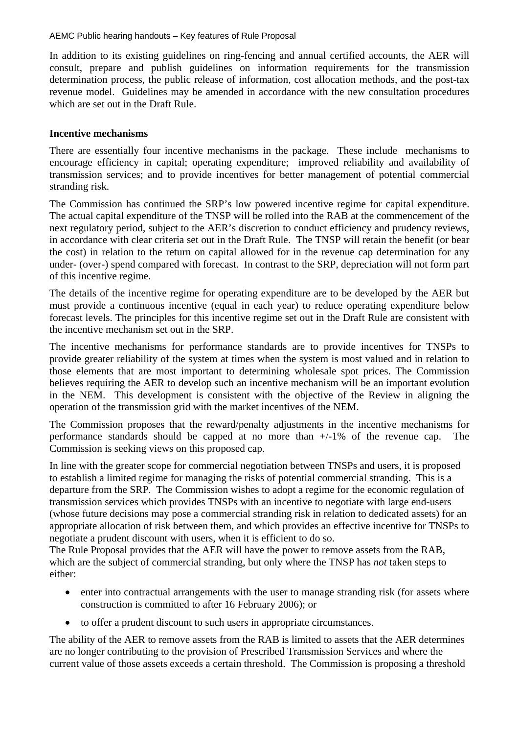In addition to its existing guidelines on ring-fencing and annual certified accounts, the AER will consult, prepare and publish guidelines on information requirements for the transmission determination process, the public release of information, cost allocation methods, and the post-tax revenue model. Guidelines may be amended in accordance with the new consultation procedures which are set out in the Draft Rule.

**Incentive mechanisms**

There are essentially four incentive mechanisms in the package. These include mechanisms to encourage efficiency in capital; operating expenditure; improved reliability and availability of transmission services; and to provide incentives for better management of potential commercial stranding risk.

The Commission has continued the SRP's low powered incentive regime for capital expenditure. The actual capital expenditure of the TNSP will be rolled into the RAB at the commencement of the next regulatory period, subject to the AER's discretion to conduct efficiency and prudency reviews, in accordance with clear criteria set out in the Draft Rule. The TNSP will retain the benefit (or bear the cost) in relation to the return on capital allowed for in the revenue cap determination for any under- (over-) spend compared with forecast. In contrast to the SRP, depreciation will not form part of this incentive regime.

The details of the incentive regime for operating expenditure are to be developed by the AER but must provide a continuous incentive (equal in each year) to reduce operating expenditure below forecast levels. The principles for this incentive regime set out in the Draft Rule are consistent with the incentive mechanism set out in the SRP.

The incentive mechanisms for performance standards are to provide incentives for TNSPs to provide greater reliability of the system at times when the system is most valued and in relation to those elements that are most important to determining wholesale spot prices. The Commission believes requiring the AER to develop such an incentive mechanism will be an important evolution in the NEM. This development is consistent with the objective of the Review in aligning the operation of the transmission grid with the market incentives of the NEM.

The Commission proposes that the reward/penalty adjustments in the incentive mechanisms for performance standards should be capped at no more than +/-1% of the revenue cap. The Commission is seeking views on this proposed cap.

In line with the greater scope for commercial negotiation between TNSPs and users, it is proposed to establish a limited regime for managing the risks of potential commercial stranding. This is a departure from the SRP. The Commission wishes to adopt a regime for the economic regulation of transmission services which provides TNSPs with an incentive to negotiate with large end-users (whose future decisions may pose a commercial stranding risk in relation to dedicated assets) for an appropriate allocation of risk between them, and which provides an effective incentive for TNSPs to negotiate a prudent discount with users, when it is efficient to do so.

The Rule Proposal provides that the AER will have the power to remove assets from the RAB, which are the subject of commercial stranding, but only where the TNSP has *not* taken steps to either:

- enter into contractual arrangements with the user to manage stranding risk (for assets where construction is committed to after 16 February 2006); or
- to offer a prudent discount to such users in appropriate circumstances.

The ability of the AER to remove assets from the RAB is limited to assets that the AER determines are no longer contributing to the provision of Prescribed Transmission Services and where the current value of those assets exceeds a certain threshold. The Commission is proposing a threshold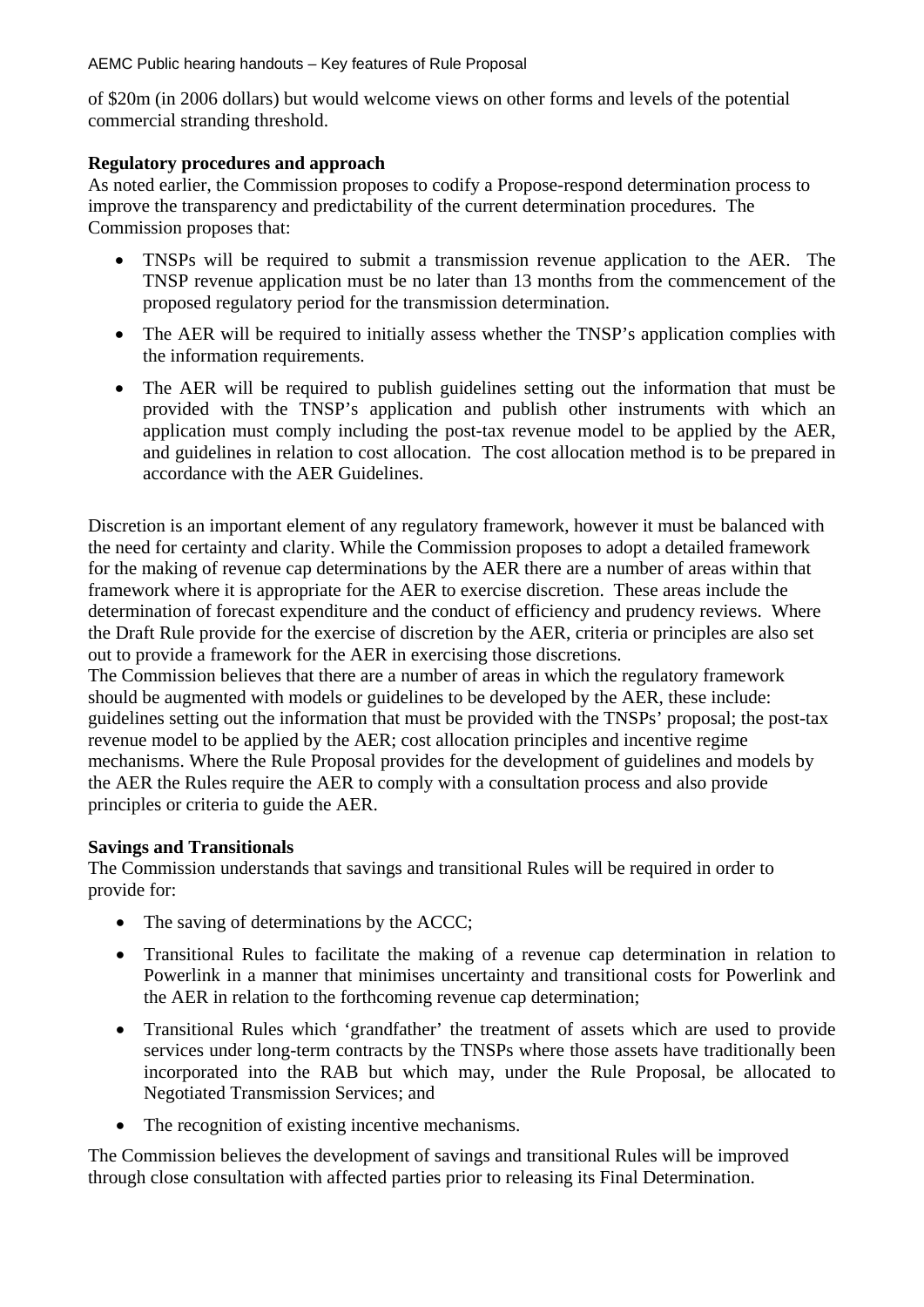of $20m (in 2006 dollars) but would welcome views on other forms and levels of the potential commercial stranding threshold.

**Regulatory procedures and approach**

As noted earlier, the Commission proposes to codify a Propose-respond determination process to improve the transparency and predictability of the current determination procedures. The Commission proposes that:

- TNSPs will be required to submit a transmission revenue application to the AER. The TNSP revenue application must be no later than 13 months from the commencement of the proposed regulatory period for the transmission determination.
- The AER will be required to initially assess whether the TNSP's application complies with the information requirements.
- The AER will be required to publish guidelines setting out the information that must be provided with the TNSP's application and publish other instruments with which an application must comply including the post-tax revenue model to be applied by the AER, and guidelines in relation to cost allocation. The cost allocation method is to be prepared in accordance with the AER Guidelines.

Discretion is an important element of any regulatory framework, however it must be balanced with the need for certainty and clarity. While the Commission proposes to adopt a detailed framework for the making of revenue cap determinations by the AER there are a number of areas within that framework where it is appropriate for the AER to exercise discretion. These areas include the determination of forecast expenditure and the conduct of efficiency and prudency reviews. Where the Draft Rule provide for the exercise of discretion by the AER, criteria or principles are also set out to provide a framework for the AER in exercising those discretions.

The Commission believes that there are a number of areas in which the regulatory framework should be augmented with models or guidelines to be developed by the AER, these include: guidelines setting out the information that must be provided with the TNSPs' proposal; the post-tax revenue model to be applied by the AER; cost allocation principles and incentive regime mechanisms. Where the Rule Proposal provides for the development of guidelines and models by the AER the Rules require the AER to comply with a consultation process and also provide principles or criteria to guide the AER.

**Savings and Transitionals**

The Commission understands that savings and transitional Rules will be required in order to provide for:

- The saving of determinations by the ACCC;
- Transitional Rules to facilitate the making of a revenue cap determination in relation to Powerlink in a manner that minimises uncertainty and transitional costs for Powerlink and the AER in relation to the forthcoming revenue cap determination;
- Transitional Rules which 'grandfather' the treatment of assets which are used to provide services under long-term contracts by the TNSPs where those assets have traditionally been incorporated into the RAB but which may, under the Rule Proposal, be allocated to Negotiated Transmission Services; and
- The recognition of existing incentive mechanisms.

The Commission believes the development of savings and transitional Rules will be improved through close consultation with affected parties prior to releasing its Final Determination.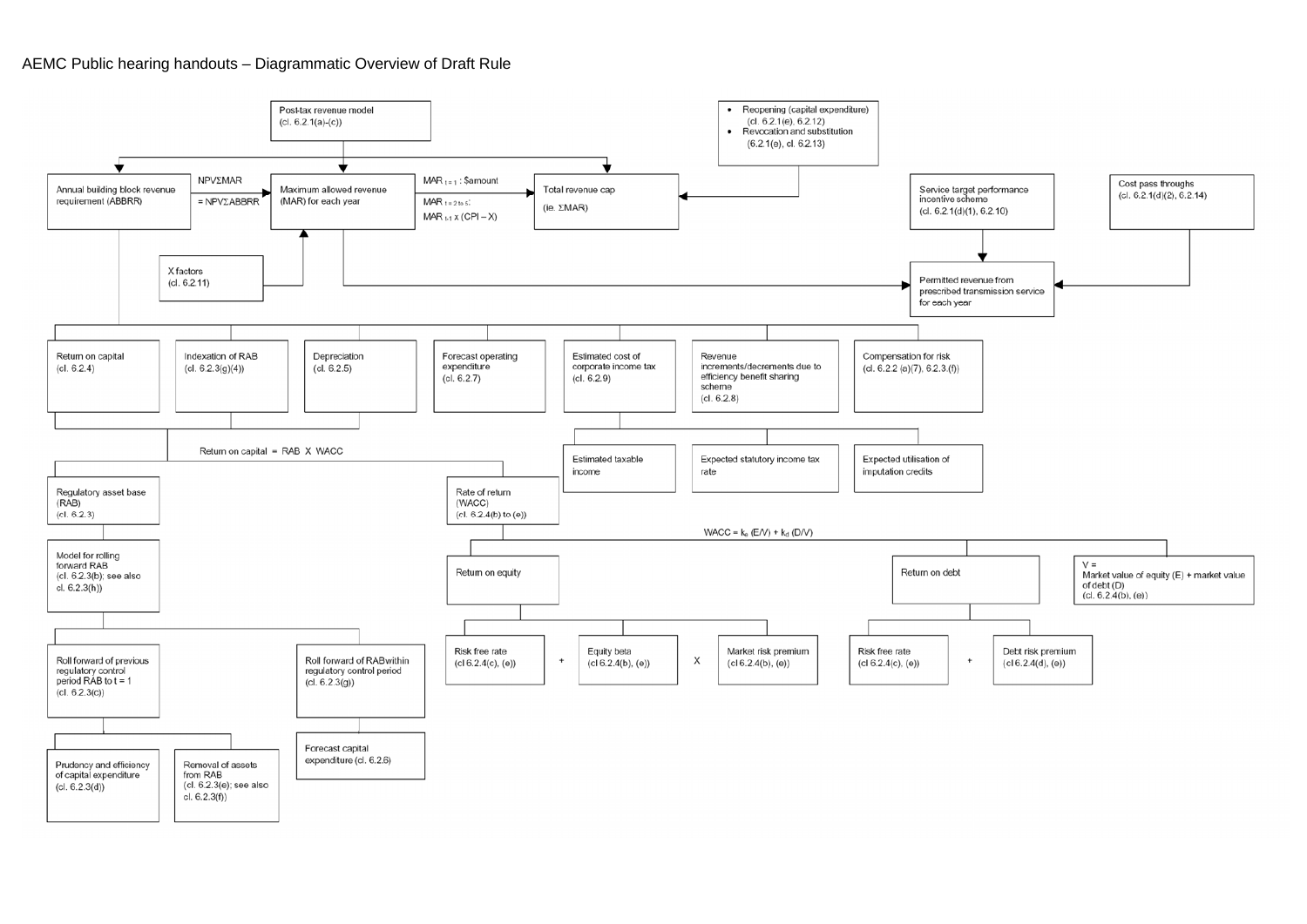# AEMC Public hearing handouts – Diagrammatic Overview of Draft Rule

Post-tax revenue model
(cl. 6.2.1(a)-(c))

- Reopening (capital expenditure) (cl. 6.2.1(e), 6.2.12)
- Revocation and substitution (6.2.1(e), cl. 6.2.13)

Annual building block revenue requirement (ABBRR)

$NPV\Sigma MAR = NPV\Sigma ABBRR$

Maximum allowed revenue (MAR) for each year

$MAR_{t=1}$ : \$amount

$MAR_{t=2 \text{ to } 5}$:

$MAR_{t-1} \times (CPI - X)$

Total revenue cap
(ie. $\Sigma MAR$)

Service target performance incentive scheme
(cl. 6.2.1(d)(1), 6.2.10)

Cost pass throughs
(cl. 6.2.1(d)(2), 6.2.14)

X factors
(cl. 6.2.11)

Permitted revenue from prescribed transmission service for each year

Return on capital
(cl. 6.2.4)

Indexation of RAB
(cl. 6.2.3(g)(4))

Depreciation
(cl. 6.2.5)

Forecast operating expenditure
(cl. 6.2.7)

Estimated cost of corporate income tax
(cl. 6.2.9)

Revenue increments/decrements due to efficiency benefit sharing scheme
(cl. 6.2.8)

Compensation for risk
(cl. 6.2.2 (a)(7), 6.2.3.(f))

Estimated taxable income

Expected statutory income tax rate

Expected utilisation of imputation credits

Return on capital = RAB X WACC

Regulatory asset base (RAB)
(cl. 6.2.3)

Rate of return (WACC)
(cl. 6.2.4(b) to (e))

$WACC = k_e (E/V) + k_d (D/V)$

Model for rolling forward RAB
(cl. 6.2.3(b); see also cl. 6.2.3(h))

Return on equity

Return on debt

V = Market value of equity (E) + market value of debt (D)
(cl. 6.2.4(b), (e))

Risk free rate
(cl 6.2.4(c), (e))
+
Equity beta
(cl 6.2.4(b), (e))
X
Market risk premium
(cl 6.2.4(b), (e))

Risk free rate
(cl 6.2.4(c), (e))
+
Debt risk premium
(cl 6.2.4(d), (e))

Roll forward of previous regulatory control period RAB to t = 1
(cl. 6.2.3(c))

Roll forward of RAB within regulatory control period
(cl. 6.2.3(g))

Forecast capital expenditure (cl. 6.2.6)

Prudency and efficiency of capital expenditure
(cl. 6.2.3(d))

Removal of assets from RAB
(cl. 6.2.3(e); see also cl. 6.2.3(f))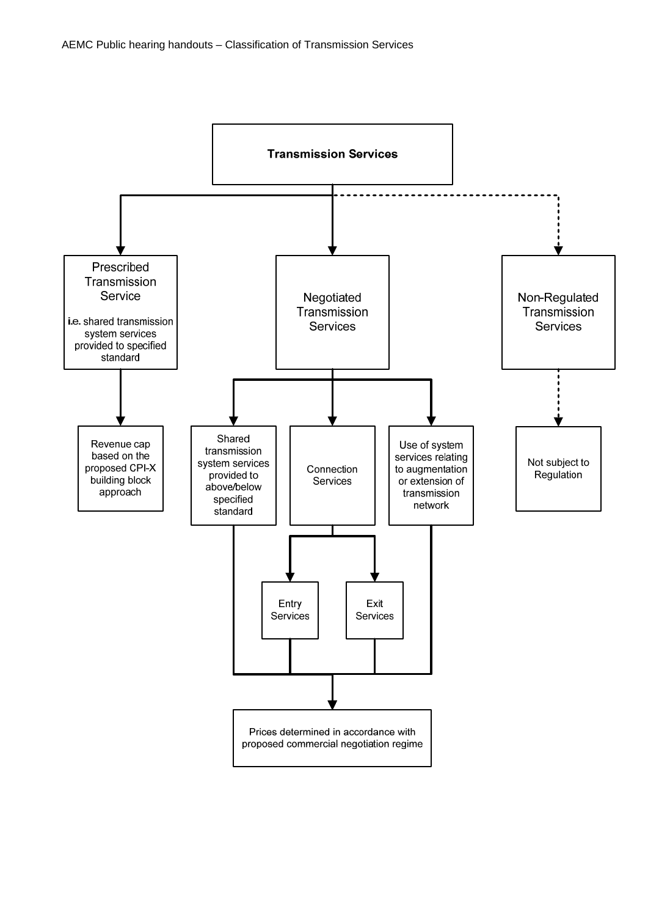**Transmission Services**

- **Prescribed Transmission Service**
  i.e. shared transmission system services provided to specified standard
  - Revenue cap based on the proposed CPI-X building block approach
- **Negotiated Transmission Services**
  - Shared transmission system services provided to above/below specified standard
  - Connection Services
    - Entry Services
    - Exit Services
  - Use of system services relating to augmentation or extension of transmission network
  - Prices determined in accordance with proposed commercial negotiation regime
- **Non-Regulated Transmission Services**
  - Not subject to Regulation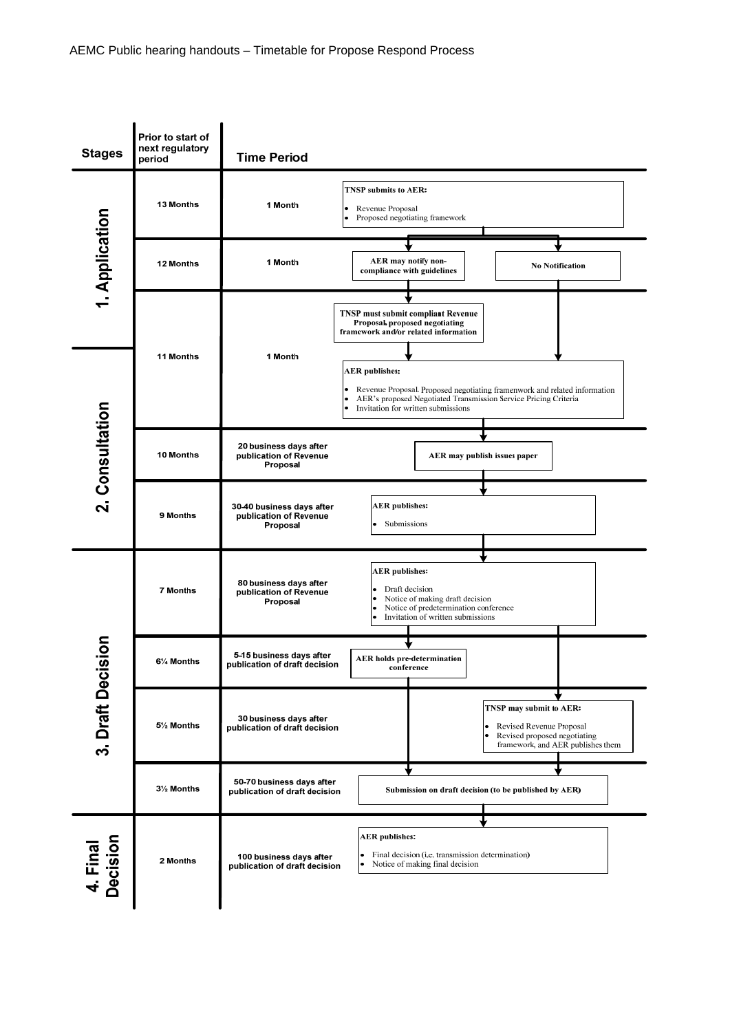AEMC Public hearing handouts – Timetable for Propose Respond Process

| Stages | Prior to start of next regulatory period | Time Period | |
|---|---|---|---|
| 1. Application | 13 Months | 1 Month | **TNSP submits to AER:**<br>• Revenue Proposal<br>• Proposed negotiating framework |
| 1. Application | 12 Months | 1 Month | **AER may notify non-compliance with guidelines** / **No Notification** |
| 1. Application / 2. Consultation | 11 Months | 1 Month | **TNSP must submit compliant Revenue Proposal, proposed negotiating framework and/or related information**<br><br>**AER publishes:**<br>• Revenue Proposal, Proposed negotiating framenwork and related information<br>• AER's proposed Negotiated Transmission Service Pricing Criteria<br>• Invitation for written submissions |
| 2. Consultation | 10 Months | 20 business days after publication of Revenue Proposal | **AER may publish issues paper** |
| 2. Consultation | 9 Months | 30-40 business days after publication of Revenue Proposal | **AER publishes:**<br>• Submissions |
| 3. Draft Decision | 7 Months | 80 business days after publication of Revenue Proposal | **AER publishes:**<br>• Draft decision<br>• Notice of making draft decision<br>• Notice of predetermination conference<br>• Invitation of written submissions |
| 3. Draft Decision | 6¼ Months | 5-15 business days after publication of draft decision | **AER holds pre-determination conference** |
| 3. Draft Decision | 5½ Months | 30 business days after publication of draft decision | **TNSP may submit to AER:**<br>• Revised Revenue Proposal<br>• Revised proposed negotiating framework, and AER publishes them |
| 3. Draft Decision | 3½ Months | 50-70 business days after publication of draft decision | **Submission on draft decision (to be published by AER)** |
| 4. Final Decision | 2 Months | 100 business days after publication of draft decision | **AER publishes:**<br>• Final decision (i.e. transmission determination)<br>• Notice of making final decision |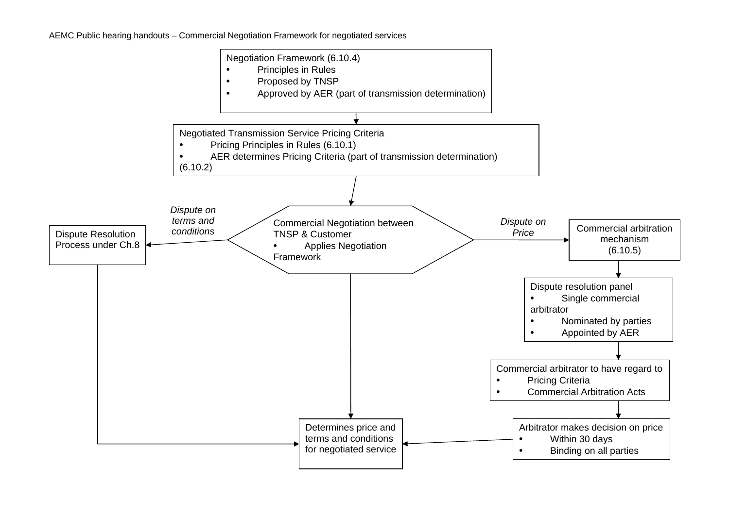AEMC Public hearing handouts – Commercial Negotiation Framework for negotiated services

Negotiation Framework (6.10.4)

- Principles in Rules
- Proposed by TNSP
- Approved by AER (part of transmission determination)

Negotiated Transmission Service Pricing Criteria

- Pricing Principles in Rules (6.10.1)
- AER determines Pricing Criteria (part of transmission determination) (6.10.2)

Commercial Negotiation between TNSP & Customer

- Applies Negotiation Framework

*Dispute on terms and conditions*

Dispute Resolution Process under Ch.8

*Dispute on Price*

Commercial arbitration mechanism (6.10.5)

Dispute resolution panel

- Single commercial arbitrator
- Nominated by parties
- Appointed by AER

Commercial arbitrator to have regard to

- Pricing Criteria
- Commercial Arbitration Acts

Arbitrator makes decision on price

- Within 30 days
- Binding on all parties

Determines price and terms and conditions for negotiated service